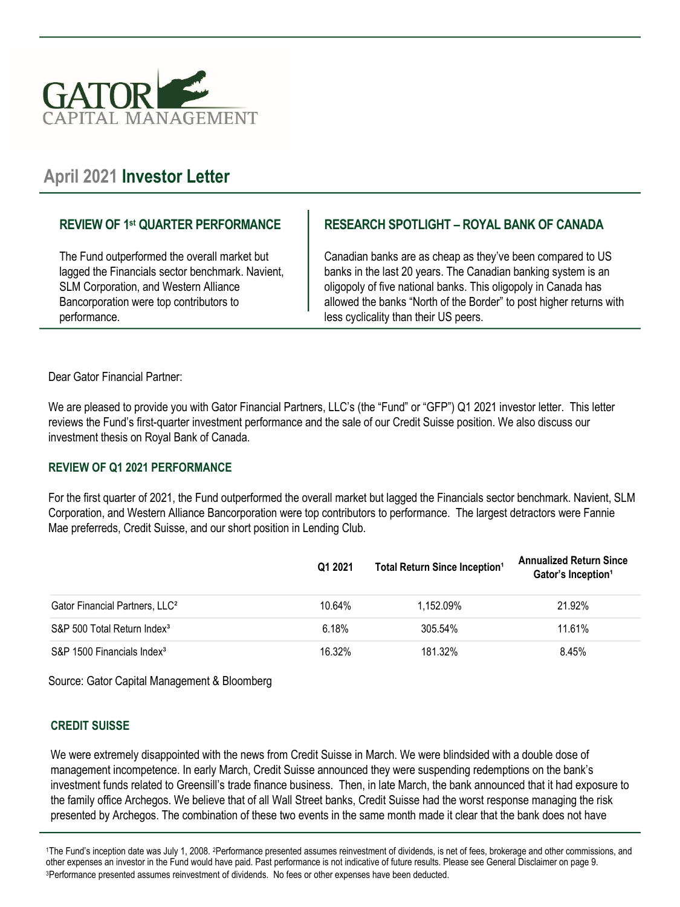GATOR CAPITAL MANAGEMENT

# April 2021 Investor Letter

## REVIEW OF 1st QUARTER PERFORMANCE

The Fund outperformed the overall market but lagged the Financials sector benchmark. Navient, SLM Corporation, and Western Alliance Bancorporation were top contributors to performance.

## RESEARCH SPOTLIGHT – ROYAL BANK OF CANADA

Canadian banks are as cheap as they've been compared to US banks in the last 20 years. The Canadian banking system is an oligopoly of five national banks. This oligopoly in Canada has allowed the banks "North of the Border" to post higher returns with less cyclicality than their US peers.

Dear Gator Financial Partner:

We are pleased to provide you with Gator Financial Partners, LLC's (the "Fund" or "GFP") Q1 2021 investor letter. This letter reviews the Fund's first-quarter investment performance and the sale of our Credit Suisse position. We also discuss our investment thesis on Royal Bank of Canada.

### REVIEW OF Q1 2021 PERFORMANCE

For the first quarter of 2021, the Fund outperformed the overall market but lagged the Financials sector benchmark. Navient, SLM Corporation, and Western Alliance Bancorporation were top contributors to performance. The largest detractors were Fannie Mae preferreds, Credit Suisse, and our short position in Lending Club.

| | Q1 2021 | Total Return Since Inception[1] | Annualized Return Since Gator's Inception[1] |
|---|---|---|---|
| Gator Financial Partners, LLC[2] | 10.64% | 1,152.09% | 21.92% |
| S&P 500 Total Return Index[3] | 6.18% | 305.54% | 11.61% |
| S&P 1500 Financials Index[3] | 16.32% | 181.32% | 8.45% |

Source: Gator Capital Management & Bloomberg

### CREDIT SUISSE

We were extremely disappointed with the news from Credit Suisse in March. We were blindsided with a double dose of management incompetence. In early March, Credit Suisse announced they were suspending redemptions on the bank's investment funds related to Greensill's trade finance business. Then, in late March, the bank announced that it had exposure to the family office Archegos. We believe that of all Wall Street banks, Credit Suisse had the worst response managing the risk presented by Archegos. The combination of these two events in the same month made it clear that the bank does not have

[1]The Fund's inception date was July 1, 2008. [2]Performance presented assumes reinvestment of dividends, is net of fees, brokerage and other commissions, and other expenses an investor in the Fund would have paid. Past performance is not indicative of future results. Please see General Disclaimer on page 9.
[3]Performance presented assumes reinvestment of dividends. No fees or other expenses have been deducted.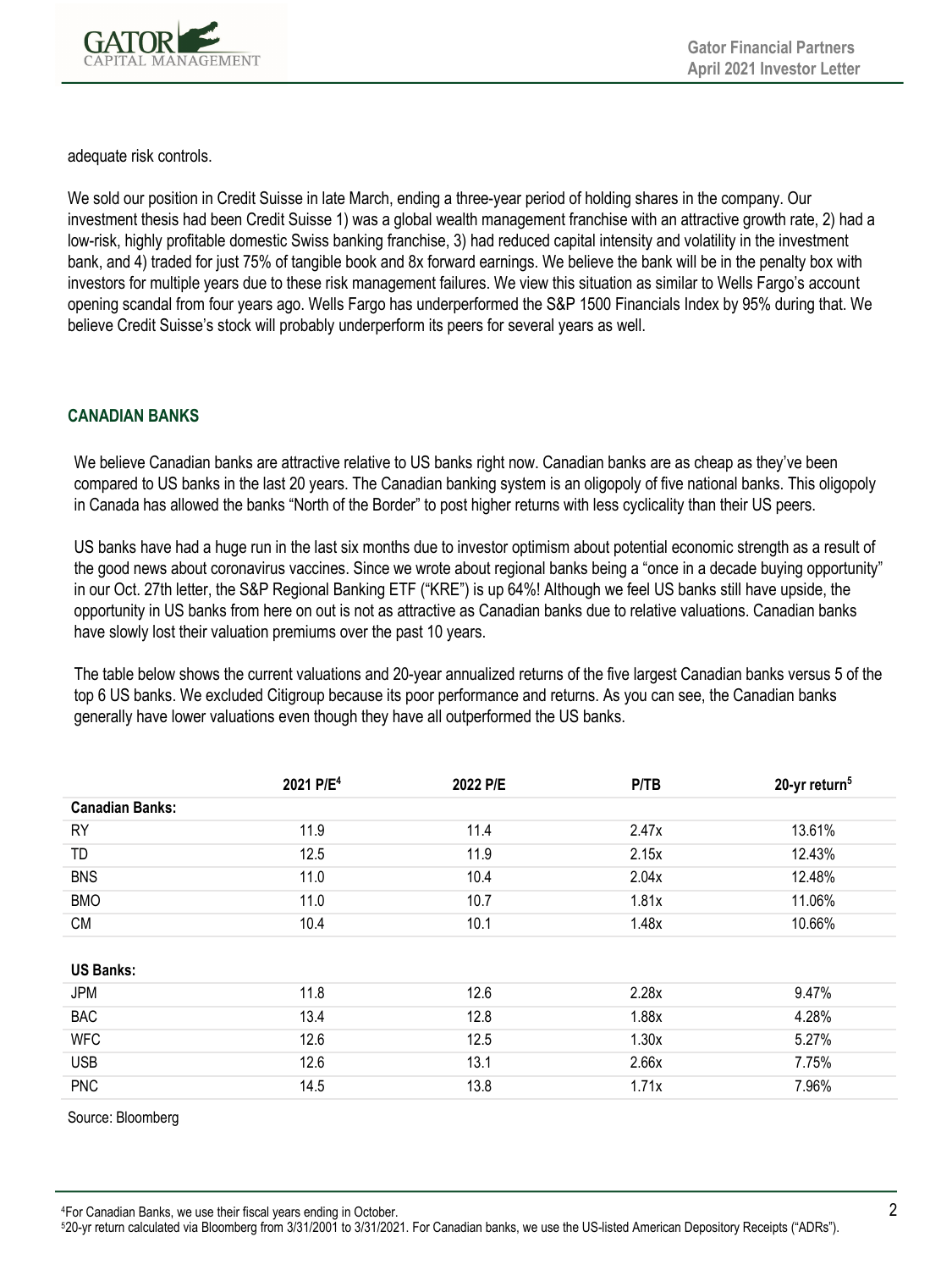adequate risk controls.

We sold our position in Credit Suisse in late March, ending a three-year period of holding shares in the company. Our investment thesis had been Credit Suisse 1) was a global wealth management franchise with an attractive growth rate, 2) had a low-risk, highly profitable domestic Swiss banking franchise, 3) had reduced capital intensity and volatility in the investment bank, and 4) traded for just 75% of tangible book and 8x forward earnings. We believe the bank will be in the penalty box with investors for multiple years due to these risk management failures. We view this situation as similar to Wells Fargo's account opening scandal from four years ago. Wells Fargo has underperformed the S&P 1500 Financials Index by 95% during that. We believe Credit Suisse's stock will probably underperform its peers for several years as well.

## CANADIAN BANKS

We believe Canadian banks are attractive relative to US banks right now. Canadian banks are as cheap as they've been compared to US banks in the last 20 years. The Canadian banking system is an oligopoly of five national banks. This oligopoly in Canada has allowed the banks "North of the Border" to post higher returns with less cyclicality than their US peers.

US banks have had a huge run in the last six months due to investor optimism about potential economic strength as a result of the good news about coronavirus vaccines. Since we wrote about regional banks being a "once in a decade buying opportunity" in our Oct. 27th letter, the S&P Regional Banking ETF ("KRE") is up 64%! Although we feel US banks still have upside, the opportunity in US banks from here on out is not as attractive as Canadian banks due to relative valuations. Canadian banks have slowly lost their valuation premiums over the past 10 years.

The table below shows the current valuations and 20-year annualized returns of the five largest Canadian banks versus 5 of the top 6 US banks. We excluded Citigroup because its poor performance and returns. As you can see, the Canadian banks generally have lower valuations even though they have all outperformed the US banks.

| | 2021 P/E[4] | 2022 P/E | P/TB | 20-yr return[5] |
|---|---|---|---|---|
| **Canadian Banks:** | | | | |
| RY | 11.9 | 11.4 | 2.47x | 13.61% |
| TD | 12.5 | 11.9 | 2.15x | 12.43% |
| BNS | 11.0 | 10.4 | 2.04x | 12.48% |
| BMO | 11.0 | 10.7 | 1.81x | 11.06% |
| CM | 10.4 | 10.1 | 1.48x | 10.66% |
| | | | | |
| **US Banks:** | | | | |
| JPM | 11.8 | 12.6 | 2.28x | 9.47% |
| BAC | 13.4 | 12.8 | 1.88x | 4.28% |
| WFC | 12.6 | 12.5 | 1.30x | 5.27% |
| USB | 12.6 | 13.1 | 2.66x | 7.75% |
| PNC | 14.5 | 13.8 | 1.71x | 7.96% |

Source: Bloomberg

[4] For Canadian Banks, we use their fiscal years ending in October.

[5] 20-yr return calculated via Bloomberg from 3/31/2001 to 3/31/2021. For Canadian banks, we use the US-listed American Depository Receipts ("ADRs").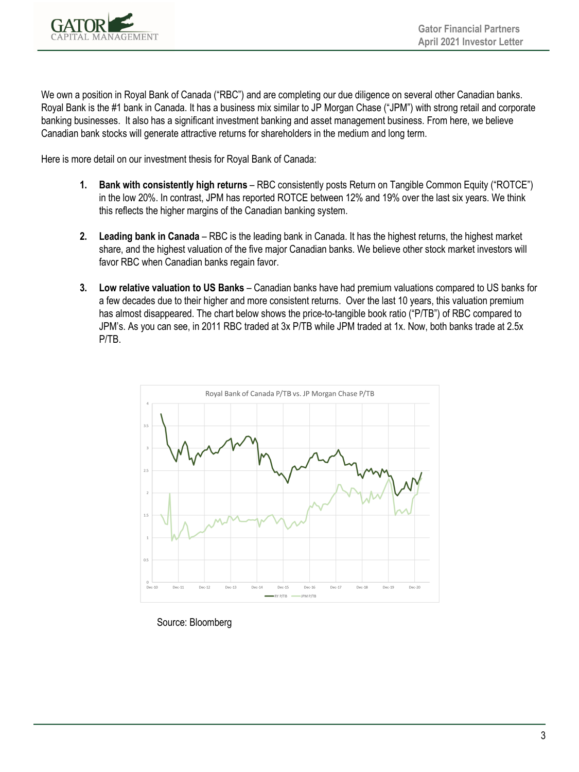We own a position in Royal Bank of Canada ("RBC") and are completing our due diligence on several other Canadian banks. Royal Bank is the #1 bank in Canada. It has a business mix similar to JP Morgan Chase ("JPM") with strong retail and corporate banking businesses. It also has a significant investment banking and asset management business. From here, we believe Canadian bank stocks will generate attractive returns for shareholders in the medium and long term.

Here is more detail on our investment thesis for Royal Bank of Canada:

1. **Bank with consistently high returns** – RBC consistently posts Return on Tangible Common Equity ("ROTCE") in the low 20%. In contrast, JPM has reported ROTCE between 12% and 19% over the last six years. We think this reflects the higher margins of the Canadian banking system.

2. **Leading bank in Canada** – RBC is the leading bank in Canada. It has the highest returns, the highest market share, and the highest valuation of the five major Canadian banks. We believe other stock market investors will favor RBC when Canadian banks regain favor.

3. **Low relative valuation to US Banks** – Canadian banks have had premium valuations compared to US banks for a few decades due to their higher and more consistent returns. Over the last 10 years, this valuation premium has almost disappeared. The chart below shows the price-to-tangible book ratio ("P/TB") of RBC compared to JPM's. As you can see, in 2011 RBC traded at 3x P/TB while JPM traded at 1x. Now, both banks trade at 2.5x P/TB.

Royal Bank of Canada P/TB vs. JP Morgan Chase P/TB

Source: Bloomberg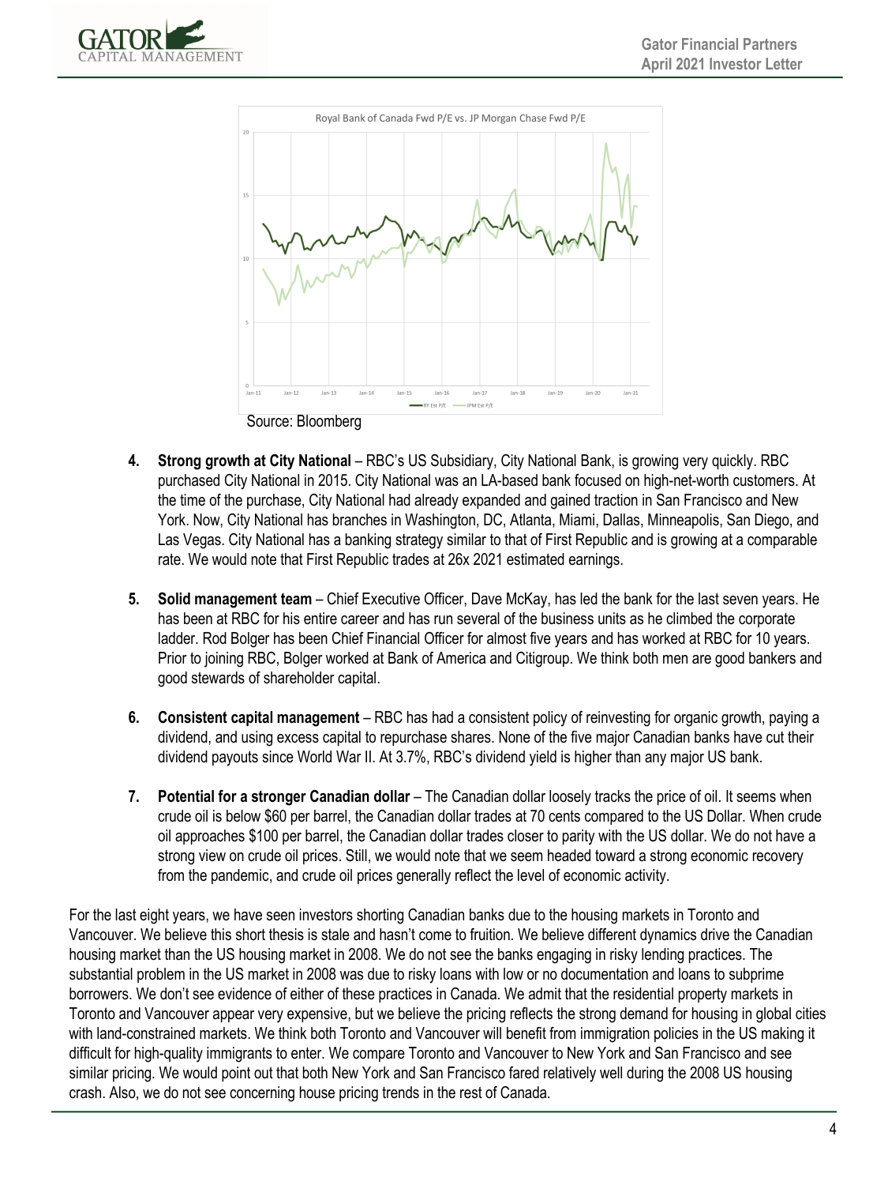Source: Bloomberg

4. **Strong growth at City National** – RBC's US Subsidiary, City National Bank, is growing very quickly. RBC purchased City National in 2015. City National was an LA-based bank focused on high-net-worth customers. At the time of the purchase, City National had already expanded and gained traction in San Francisco and New York. Now, City National has branches in Washington, DC, Atlanta, Miami, Dallas, Minneapolis, San Diego, and Las Vegas. City National has a banking strategy similar to that of First Republic and is growing at a comparable rate. We would note that First Republic trades at 26x 2021 estimated earnings.

5. **Solid management team** – Chief Executive Officer, Dave McKay, has led the bank for the last seven years. He has been at RBC for his entire career and has run several of the business units as he climbed the corporate ladder. Rod Bolger has been Chief Financial Officer for almost five years and has worked at RBC for 10 years. Prior to joining RBC, Bolger worked at Bank of America and Citigroup. We think both men are good bankers and good stewards of shareholder capital.

6. **Consistent capital management** – RBC has had a consistent policy of reinvesting for organic growth, paying a dividend, and using excess capital to repurchase shares. None of the five major Canadian banks have cut their dividend payouts since World War II. At 3.7%, RBC's dividend yield is higher than any major US bank.

7. **Potential for a stronger Canadian dollar** – The Canadian dollar loosely tracks the price of oil. It seems when crude oil is below $60 per barrel, the Canadian dollar trades at 70 cents compared to the US Dollar. When crude oil approaches $100 per barrel, the Canadian dollar trades closer to parity with the US dollar. We do not have a strong view on crude oil prices. Still, we would note that we seem headed toward a strong economic recovery from the pandemic, and crude oil prices generally reflect the level of economic activity.

For the last eight years, we have seen investors shorting Canadian banks due to the housing markets in Toronto and Vancouver. We believe this short thesis is stale and hasn't come to fruition. We believe different dynamics drive the Canadian housing market than the US housing market in 2008. We do not see the banks engaging in risky lending practices. The substantial problem in the US market in 2008 was due to risky loans with low or no documentation and loans to subprime borrowers. We don't see evidence of either of these practices in Canada. We admit that the residential property markets in Toronto and Vancouver appear very expensive, but we believe the pricing reflects the strong demand for housing in global cities with land-constrained markets. We think both Toronto and Vancouver will benefit from immigration policies in the US making it difficult for high-quality immigrants to enter. We compare Toronto and Vancouver to New York and San Francisco and see similar pricing. We would point out that both New York and San Francisco fared relatively well during the 2008 US housing crash. Also, we do not see concerning house pricing trends in the rest of Canada.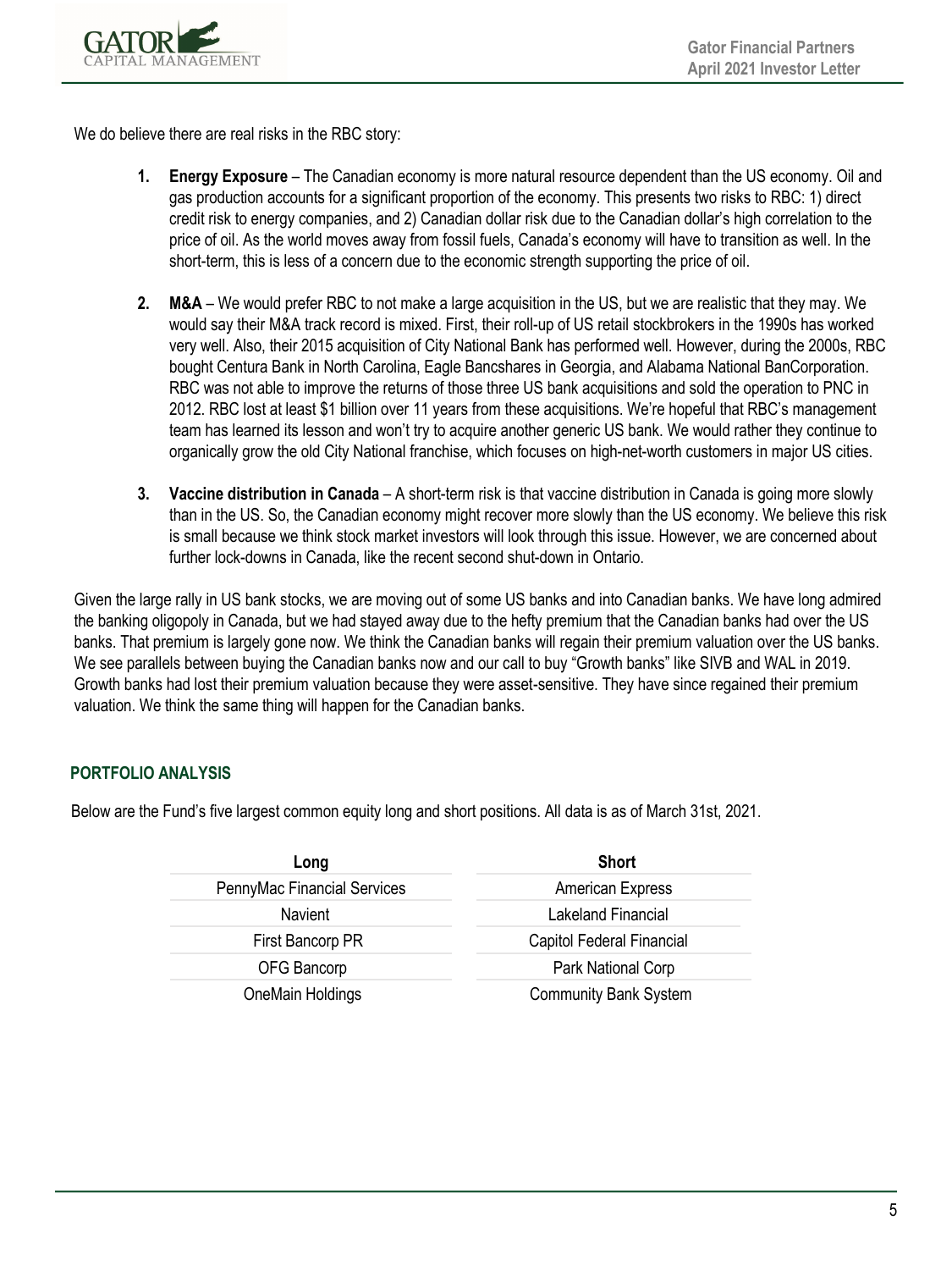We do believe there are real risks in the RBC story:

1. **Energy Exposure** – The Canadian economy is more natural resource dependent than the US economy. Oil and gas production accounts for a significant proportion of the economy. This presents two risks to RBC: 1) direct credit risk to energy companies, and 2) Canadian dollar risk due to the Canadian dollar's high correlation to the price of oil. As the world moves away from fossil fuels, Canada's economy will have to transition as well. In the short-term, this is less of a concern due to the economic strength supporting the price of oil.

2. **M&A** – We would prefer RBC to not make a large acquisition in the US, but we are realistic that they may. We would say their M&A track record is mixed. First, their roll-up of US retail stockbrokers in the 1990s has worked very well. Also, their 2015 acquisition of City National Bank has performed well. However, during the 2000s, RBC bought Centura Bank in North Carolina, Eagle Bancshares in Georgia, and Alabama National BanCorporation. RBC was not able to improve the returns of those three US bank acquisitions and sold the operation to PNC in 2012. RBC lost at least $1 billion over 11 years from these acquisitions. We're hopeful that RBC's management team has learned its lesson and won't try to acquire another generic US bank. We would rather they continue to organically grow the old City National franchise, which focuses on high-net-worth customers in major US cities.

3. **Vaccine distribution in Canada** – A short-term risk is that vaccine distribution in Canada is going more slowly than in the US. So, the Canadian economy might recover more slowly than the US economy. We believe this risk is small because we think stock market investors will look through this issue. However, we are concerned about further lock-downs in Canada, like the recent second shut-down in Ontario.

Given the large rally in US bank stocks, we are moving out of some US banks and into Canadian banks. We have long admired the banking oligopoly in Canada, but we had stayed away due to the hefty premium that the Canadian banks had over the US banks. That premium is largely gone now. We think the Canadian banks will regain their premium valuation over the US banks. We see parallels between buying the Canadian banks now and our call to buy "Growth banks" like SIVB and WAL in 2019. Growth banks had lost their premium valuation because they were asset-sensitive. They have since regained their premium valuation. We think the same thing will happen for the Canadian banks.

## PORTFOLIO ANALYSIS

Below are the Fund's five largest common equity long and short positions. All data is as of March 31st, 2021.

| Long | Short |
| --- | --- |
| PennyMac Financial Services | American Express |
| Navient | Lakeland Financial |
| First Bancorp PR | Capitol Federal Financial |
| OFG Bancorp | Park National Corp |
| OneMain Holdings | Community Bank System |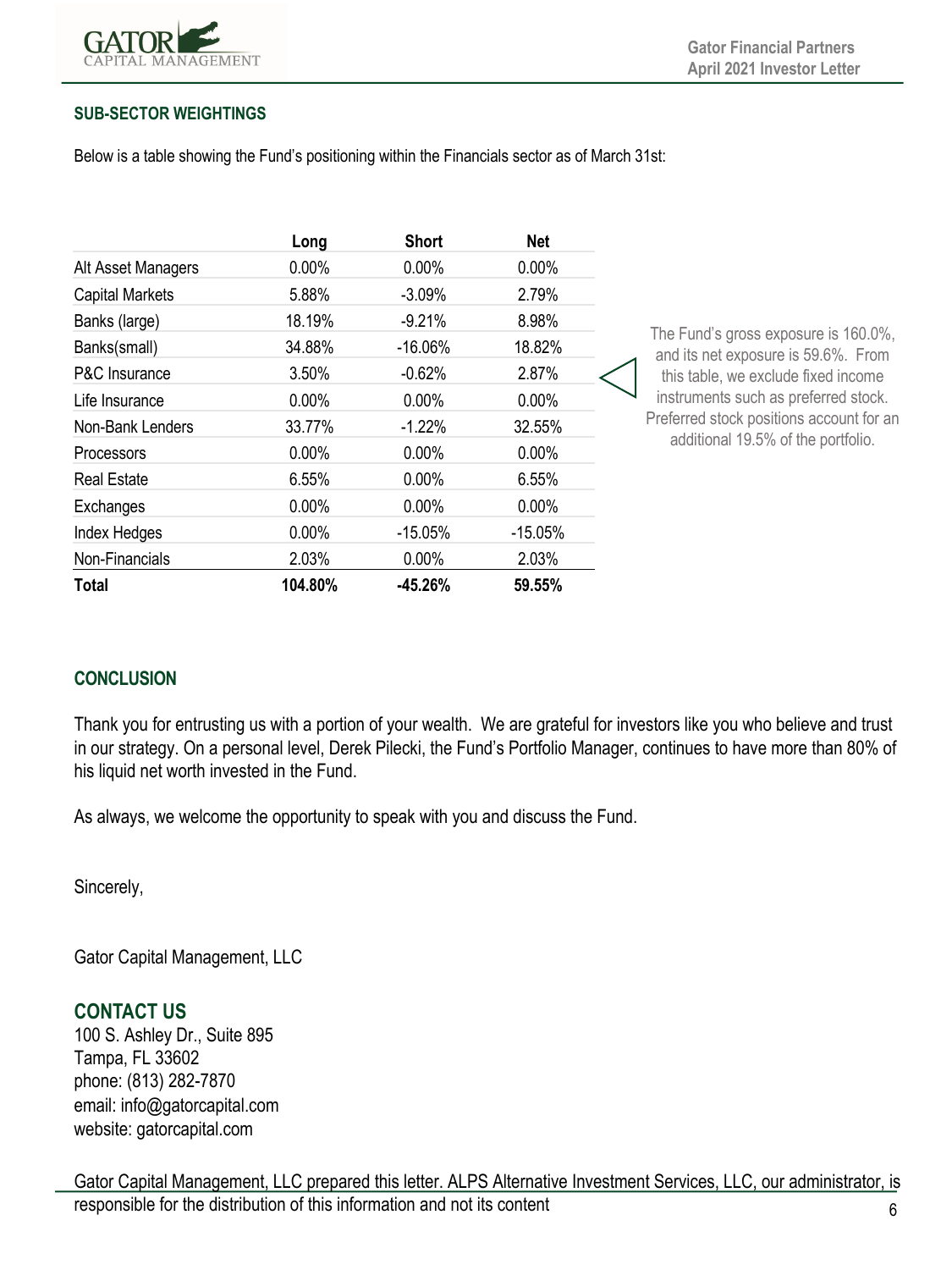### SUB-SECTOR WEIGHTINGS

Below is a table showing the Fund's positioning within the Financials sector as of March 31st:

| | Long | Short | Net |
|---|---|---|---|
| Alt Asset Managers | 0.00% | 0.00% | 0.00% |
| Capital Markets | 5.88% | -3.09% | 2.79% |
| Banks (large) | 18.19% | -9.21% | 8.98% |
| Banks(small) | 34.88% | -16.06% | 18.82% |
| P&C Insurance | 3.50% | -0.62% | 2.87% |
| Life Insurance | 0.00% | 0.00% | 0.00% |
| Non-Bank Lenders | 33.77% | -1.22% | 32.55% |
| Processors | 0.00% | 0.00% | 0.00% |
| Real Estate | 6.55% | 0.00% | 6.55% |
| Exchanges | 0.00% | 0.00% | 0.00% |
| Index Hedges | 0.00% | -15.05% | -15.05% |
| Non-Financials | 2.03% | 0.00% | 2.03% |
| **Total** | **104.80%** | **-45.26%** | **59.55%** |

The Fund's gross exposure is 160.0%, and its net exposure is 59.6%. From this table, we exclude fixed income instruments such as preferred stock. Preferred stock positions account for an additional 19.5% of the portfolio.

### CONCLUSION

Thank you for entrusting us with a portion of your wealth. We are grateful for investors like you who believe and trust in our strategy. On a personal level, Derek Pilecki, the Fund's Portfolio Manager, continues to have more than 80% of his liquid net worth invested in the Fund.

As always, we welcome the opportunity to speak with you and discuss the Fund.

Sincerely,

Gator Capital Management, LLC

## CONTACT US

100 S. Ashley Dr., Suite 895
Tampa, FL 33602
phone: (813) 282-7870
email: info@gatorcapital.com
website: gatorcapital.com

Gator Capital Management, LLC prepared this letter. ALPS Alternative Investment Services, LLC, our administrator, is responsible for the distribution of this information and not its content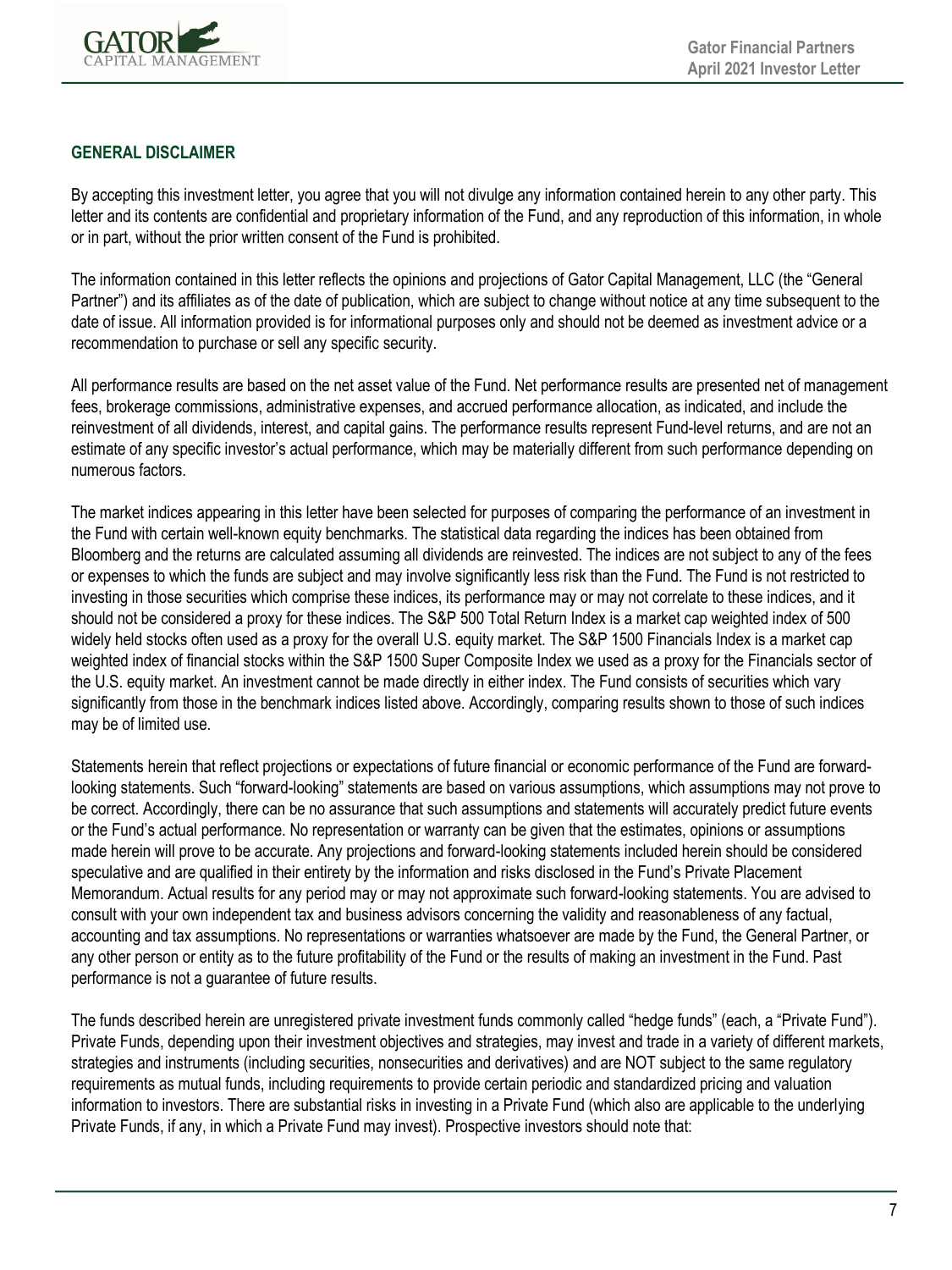## GENERAL DISCLAIMER

By accepting this investment letter, you agree that you will not divulge any information contained herein to any other party. This letter and its contents are confidential and proprietary information of the Fund, and any reproduction of this information, in whole or in part, without the prior written consent of the Fund is prohibited.

The information contained in this letter reflects the opinions and projections of Gator Capital Management, LLC (the "General Partner") and its affiliates as of the date of publication, which are subject to change without notice at any time subsequent to the date of issue. All information provided is for informational purposes only and should not be deemed as investment advice or a recommendation to purchase or sell any specific security.

All performance results are based on the net asset value of the Fund. Net performance results are presented net of management fees, brokerage commissions, administrative expenses, and accrued performance allocation, as indicated, and include the reinvestment of all dividends, interest, and capital gains. The performance results represent Fund-level returns, and are not an estimate of any specific investor's actual performance, which may be materially different from such performance depending on numerous factors.

The market indices appearing in this letter have been selected for purposes of comparing the performance of an investment in the Fund with certain well-known equity benchmarks. The statistical data regarding the indices has been obtained from Bloomberg and the returns are calculated assuming all dividends are reinvested. The indices are not subject to any of the fees or expenses to which the funds are subject and may involve significantly less risk than the Fund. The Fund is not restricted to investing in those securities which comprise these indices, its performance may or may not correlate to these indices, and it should not be considered a proxy for these indices. The S&P 500 Total Return Index is a market cap weighted index of 500 widely held stocks often used as a proxy for the overall U.S. equity market. The S&P 1500 Financials Index is a market cap weighted index of financial stocks within the S&P 1500 Super Composite Index we used as a proxy for the Financials sector of the U.S. equity market. An investment cannot be made directly in either index. The Fund consists of securities which vary significantly from those in the benchmark indices listed above. Accordingly, comparing results shown to those of such indices may be of limited use.

Statements herein that reflect projections or expectations of future financial or economic performance of the Fund are forward-looking statements. Such "forward-looking" statements are based on various assumptions, which assumptions may not prove to be correct. Accordingly, there can be no assurance that such assumptions and statements will accurately predict future events or the Fund's actual performance. No representation or warranty can be given that the estimates, opinions or assumptions made herein will prove to be accurate. Any projections and forward-looking statements included herein should be considered speculative and are qualified in their entirety by the information and risks disclosed in the Fund's Private Placement Memorandum. Actual results for any period may or may not approximate such forward-looking statements. You are advised to consult with your own independent tax and business advisors concerning the validity and reasonableness of any factual, accounting and tax assumptions. No representations or warranties whatsoever are made by the Fund, the General Partner, or any other person or entity as to the future profitability of the Fund or the results of making an investment in the Fund. Past performance is not a guarantee of future results.

The funds described herein are unregistered private investment funds commonly called "hedge funds" (each, a "Private Fund"). Private Funds, depending upon their investment objectives and strategies, may invest and trade in a variety of different markets, strategies and instruments (including securities, nonsecurities and derivatives) and are NOT subject to the same regulatory requirements as mutual funds, including requirements to provide certain periodic and standardized pricing and valuation information to investors. There are substantial risks in investing in a Private Fund (which also are applicable to the underlying Private Funds, if any, in which a Private Fund may invest). Prospective investors should note that: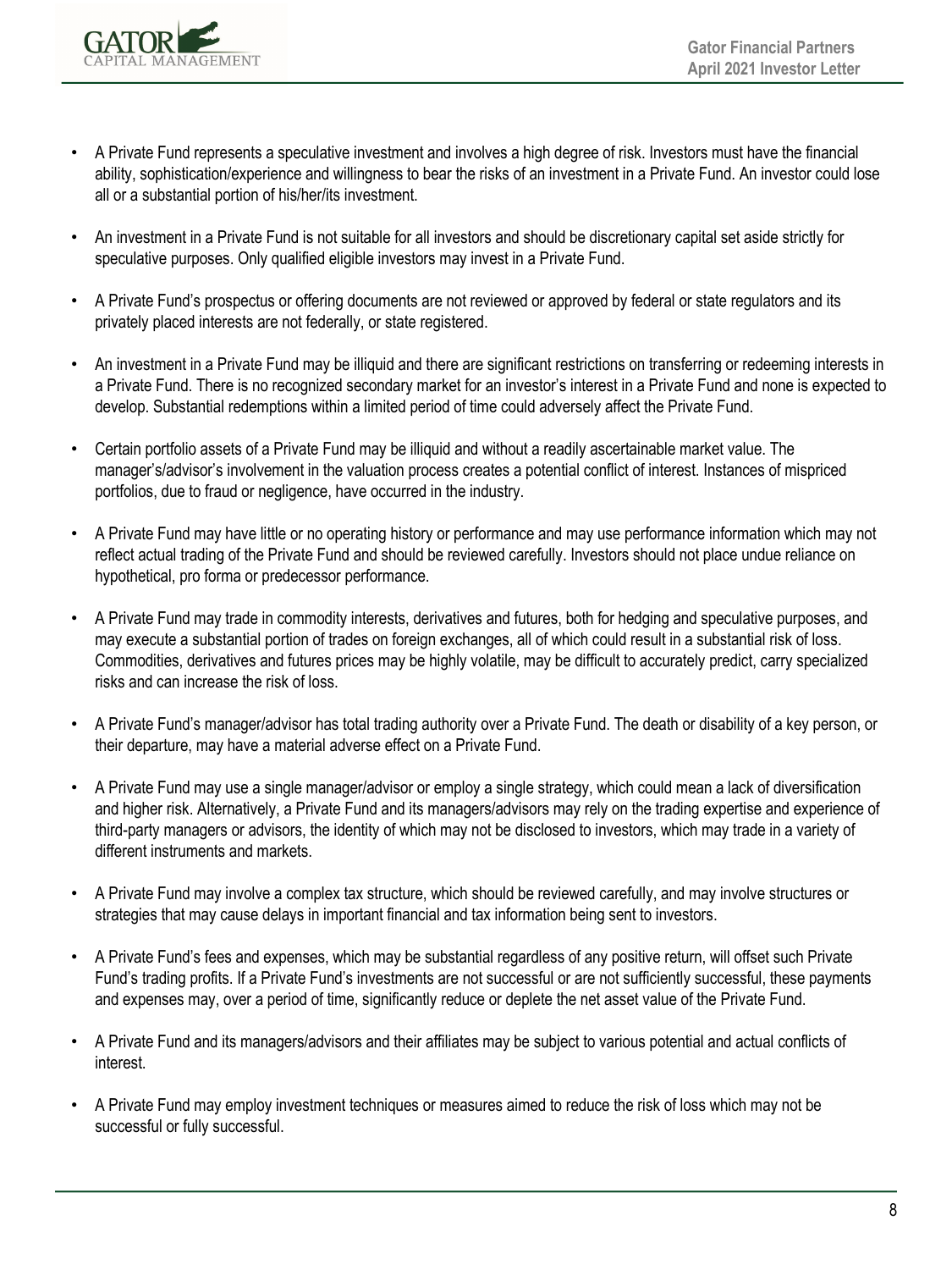- A Private Fund represents a speculative investment and involves a high degree of risk. Investors must have the financial ability, sophistication/experience and willingness to bear the risks of an investment in a Private Fund. An investor could lose all or a substantial portion of his/her/its investment.
- An investment in a Private Fund is not suitable for all investors and should be discretionary capital set aside strictly for speculative purposes. Only qualified eligible investors may invest in a Private Fund.
- A Private Fund's prospectus or offering documents are not reviewed or approved by federal or state regulators and its privately placed interests are not federally, or state registered.
- An investment in a Private Fund may be illiquid and there are significant restrictions on transferring or redeeming interests in a Private Fund. There is no recognized secondary market for an investor's interest in a Private Fund and none is expected to develop. Substantial redemptions within a limited period of time could adversely affect the Private Fund.
- Certain portfolio assets of a Private Fund may be illiquid and without a readily ascertainable market value. The manager's/advisor's involvement in the valuation process creates a potential conflict of interest. Instances of mispriced portfolios, due to fraud or negligence, have occurred in the industry.
- A Private Fund may have little or no operating history or performance and may use performance information which may not reflect actual trading of the Private Fund and should be reviewed carefully. Investors should not place undue reliance on hypothetical, pro forma or predecessor performance.
- A Private Fund may trade in commodity interests, derivatives and futures, both for hedging and speculative purposes, and may execute a substantial portion of trades on foreign exchanges, all of which could result in a substantial risk of loss. Commodities, derivatives and futures prices may be highly volatile, may be difficult to accurately predict, carry specialized risks and can increase the risk of loss.
- A Private Fund's manager/advisor has total trading authority over a Private Fund. The death or disability of a key person, or their departure, may have a material adverse effect on a Private Fund.
- A Private Fund may use a single manager/advisor or employ a single strategy, which could mean a lack of diversification and higher risk. Alternatively, a Private Fund and its managers/advisors may rely on the trading expertise and experience of third-party managers or advisors, the identity of which may not be disclosed to investors, which may trade in a variety of different instruments and markets.
- A Private Fund may involve a complex tax structure, which should be reviewed carefully, and may involve structures or strategies that may cause delays in important financial and tax information being sent to investors.
- A Private Fund's fees and expenses, which may be substantial regardless of any positive return, will offset such Private Fund's trading profits. If a Private Fund's investments are not successful or are not sufficiently successful, these payments and expenses may, over a period of time, significantly reduce or deplete the net asset value of the Private Fund.
- A Private Fund and its managers/advisors and their affiliates may be subject to various potential and actual conflicts of interest.
- A Private Fund may employ investment techniques or measures aimed to reduce the risk of loss which may not be successful or fully successful.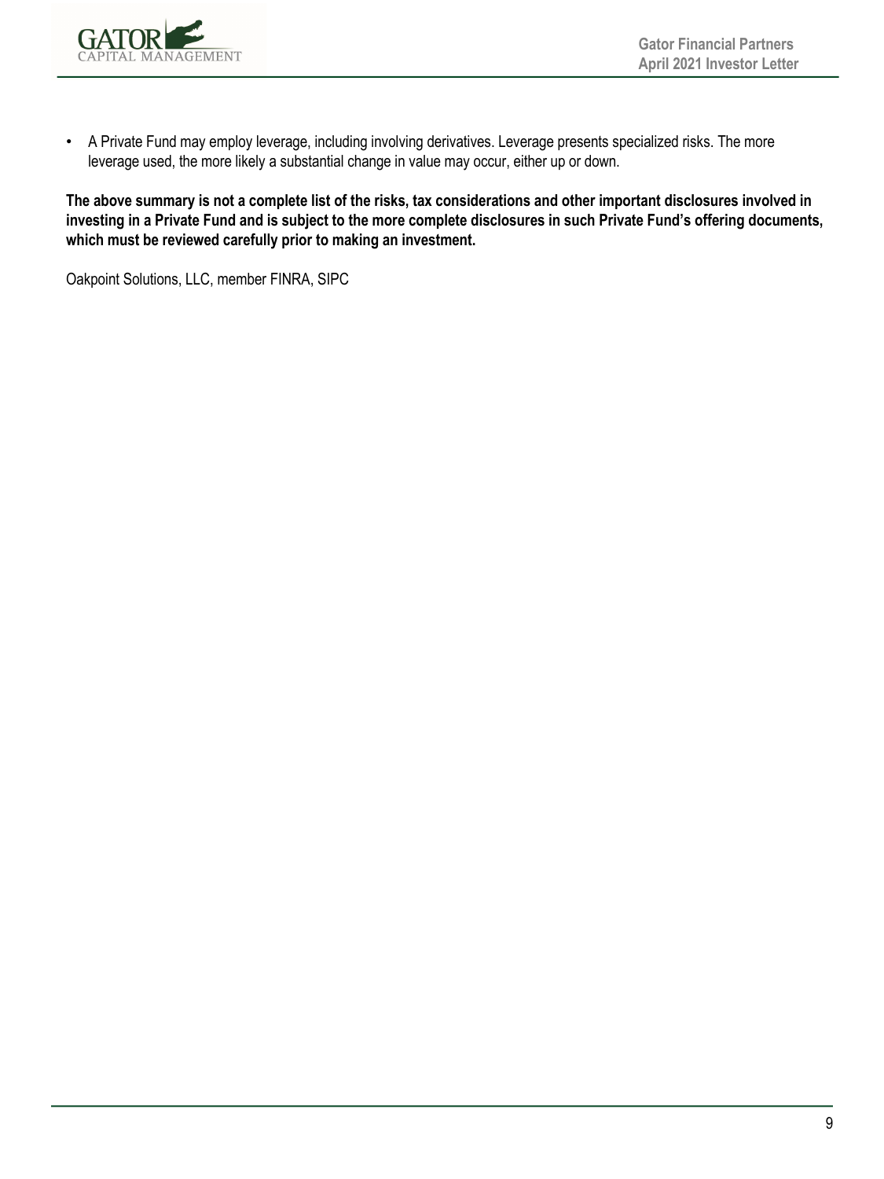- A Private Fund may employ leverage, including involving derivatives. Leverage presents specialized risks. The more leverage used, the more likely a substantial change in value may occur, either up or down.

**The above summary is not a complete list of the risks, tax considerations and other important disclosures involved in investing in a Private Fund and is subject to the more complete disclosures in such Private Fund's offering documents, which must be reviewed carefully prior to making an investment.**

Oakpoint Solutions, LLC, member FINRA, SIPC